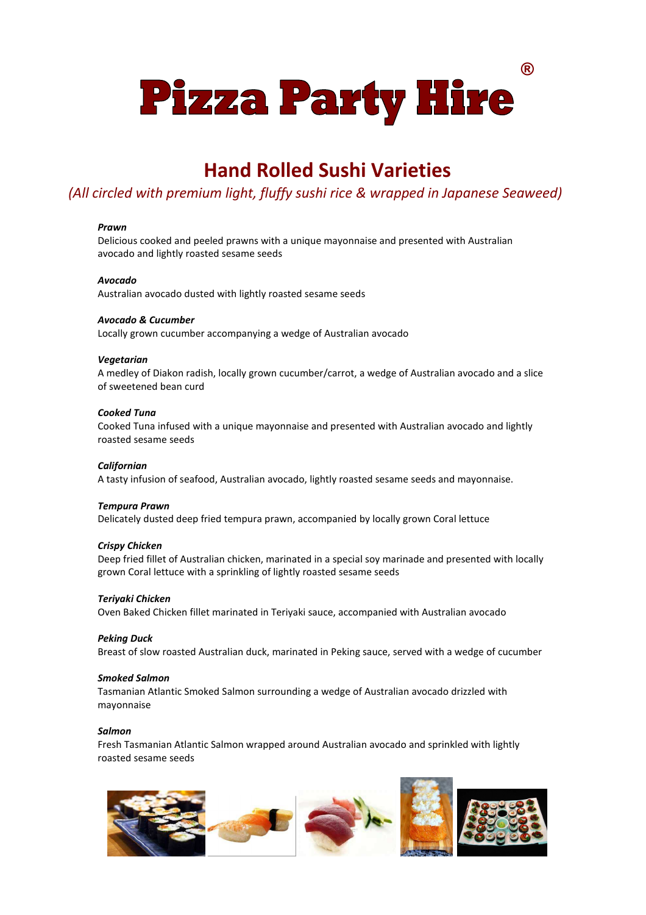# Pizza Party Hire®

## Hand Rolled Sushi Varieties

*(All circled with premium light, fluffy sushi rice & wrapped in Japanese Seaweed)*

***Prawn***
Delicious cooked and peeled prawns with a unique mayonnaise and presented with Australian avocado and lightly roasted sesame seeds

***Avocado***
Australian avocado dusted with lightly roasted sesame seeds

***Avocado & Cucumber***
Locally grown cucumber accompanying a wedge of Australian avocado

***Vegetarian***
A medley of Diakon radish, locally grown cucumber/carrot, a wedge of Australian avocado and a slice of sweetened bean curd

***Cooked Tuna***
Cooked Tuna infused with a unique mayonnaise and presented with Australian avocado and lightly roasted sesame seeds

***Californian***
A tasty infusion of seafood, Australian avocado, lightly roasted sesame seeds and mayonnaise.

***Tempura Prawn***
Delicately dusted deep fried tempura prawn, accompanied by locally grown Coral lettuce

***Crispy Chicken***
Deep fried fillet of Australian chicken, marinated in a special soy marinade and presented with locally grown Coral lettuce with a sprinkling of lightly roasted sesame seeds

***Teriyaki Chicken***
Oven Baked Chicken fillet marinated in Teriyaki sauce, accompanied with Australian avocado

***Peking Duck***
Breast of slow roasted Australian duck, marinated in Peking sauce, served with a wedge of cucumber

***Smoked Salmon***
Tasmanian Atlantic Smoked Salmon surrounding a wedge of Australian avocado drizzled with mayonnaise

***Salmon***
Fresh Tasmanian Atlantic Salmon wrapped around Australian avocado and sprinkled with lightly roasted sesame seeds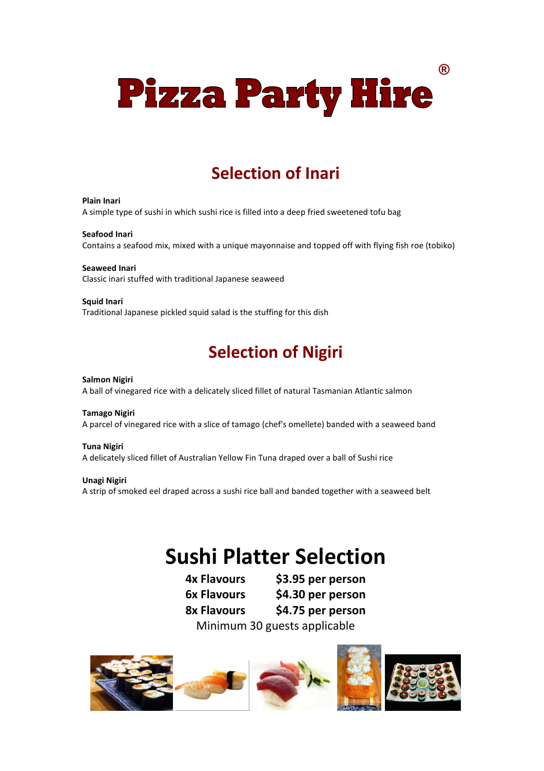# Pizza Party Hire®

## Selection of Inari

**Plain Inari**
A simple type of sushi in which sushi rice is filled into a deep fried sweetened tofu bag

**Seafood Inari**
Contains a seafood mix, mixed with a unique mayonnaise and topped off with flying fish roe (tobiko)

**Seaweed Inari**
Classic inari stuffed with traditional Japanese seaweed

**Squid Inari**
Traditional Japanese pickled squid salad is the stuffing for this dish

## Selection of Nigiri

**Salmon Nigiri**
A ball of vinegared rice with a delicately sliced fillet of natural Tasmanian Atlantic salmon

**Tamago Nigiri**
A parcel of vinegared rice with a slice of tamago (chef's omellete) banded with a seaweed band

**Tuna Nigiri**
A delicately sliced fillet of Australian Yellow Fin Tuna draped over a ball of Sushi rice

**Unagi Nigiri**
A strip of smoked eel draped across a sushi rice ball and banded together with a seaweed belt

# Sushi Platter Selection

| | |
|---|---|
| **4x Flavours** | **$3.95 per person** |
| **6x Flavours** | **$4.30 per person** |
| **8x Flavours** | **$4.75 per person** |

Minimum 30 guests applicable